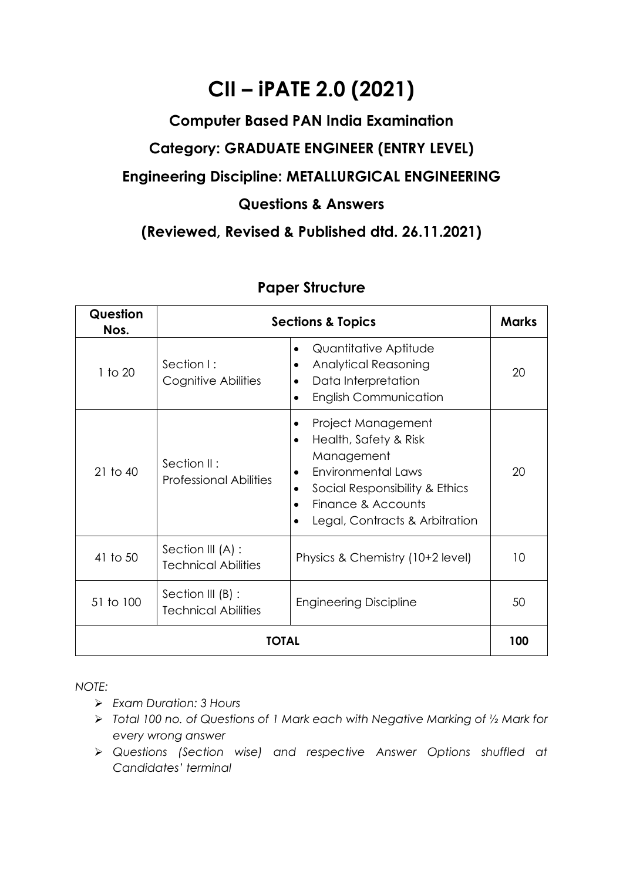# CII – iPATE 2.0 (2021)

## Computer Based PAN India Examination

## Category: GRADUATE ENGINEER (ENTRY LEVEL)

## Engineering Discipline: METALLURGICAL ENGINEERING

## Questions & Answers

## (Reviewed, Revised & Published dtd. 26.11.2021)

### Paper Structure

| Question Nos. | Sections & Topics | | Marks |
|---|---|---|---|
| 1 to 20 | Section I : Cognitive Abilities | • Quantitative Aptitude<br>• Analytical Reasoning<br>• Data Interpretation<br>• English Communication | 20 |
| 21 to 40 | Section II : Professional Abilities | • Project Management<br>• Health, Safety & Risk Management<br>• Environmental Laws<br>• Social Responsibility & Ethics<br>• Finance & Accounts<br>• Legal, Contracts & Arbitration | 20 |
| 41 to 50 | Section III (A) : Technical Abilities | Physics & Chemistry (10+2 level) | 10 |
| 51 to 100 | Section III (B) : Technical Abilities | Engineering Discipline | 50 |
| **TOTAL** | | | **100** |

*NOTE:*

- *Exam Duration: 3 Hours*
- *Total 100 no. of Questions of 1 Mark each with Negative Marking of ½ Mark for every wrong answer*
- *Questions (Section wise) and respective Answer Options shuffled at Candidates' terminal*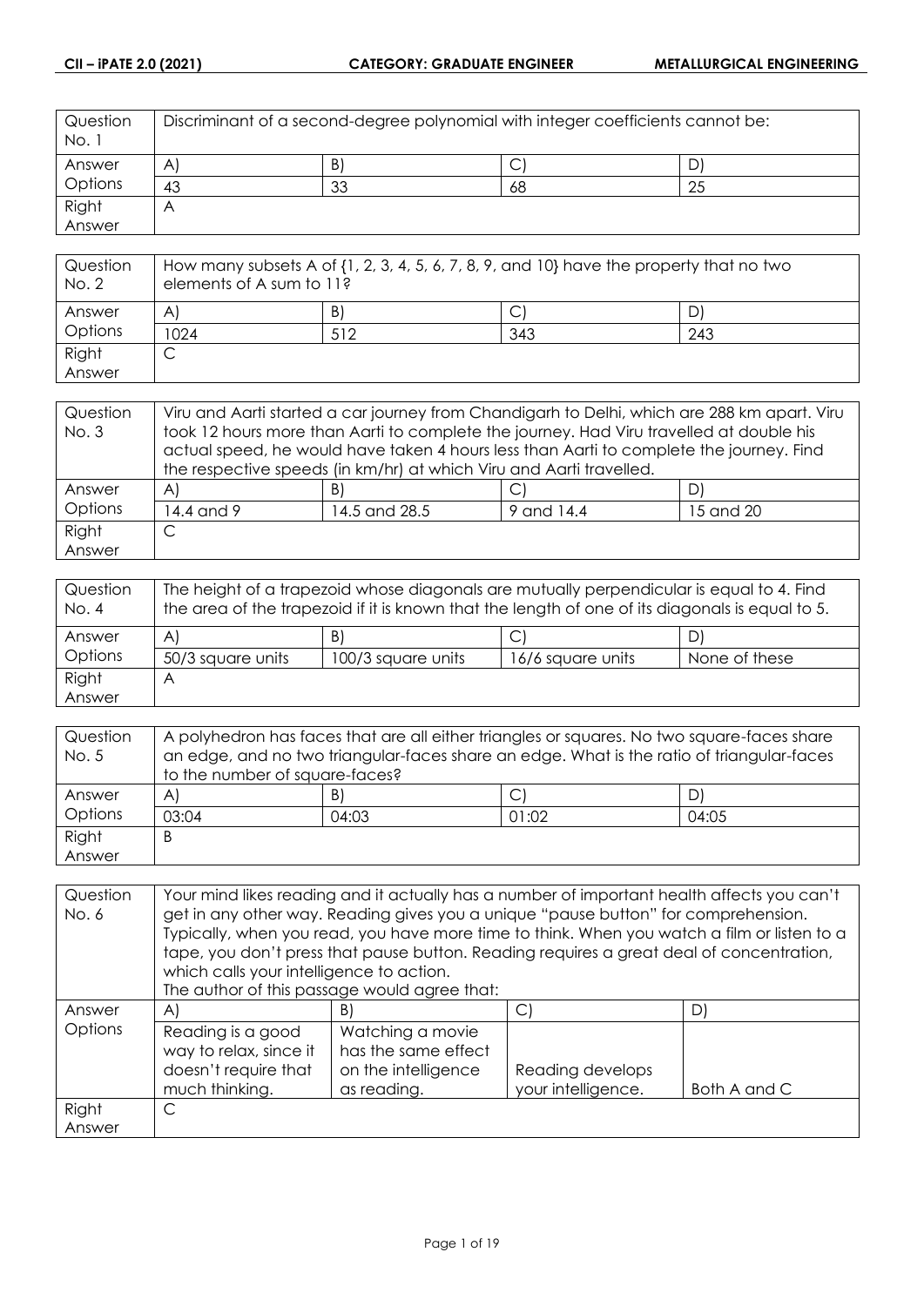| Question No. 1 | Discriminant of a second-degree polynomial with integer coefficients cannot be: | | | |
|---|---|---|---|---|
| Answer Options | A) | B) | C) | D) |
| | 43 | 33 | 68 | 25 |
| Right Answer | A | | | |

| Question No. 2 | How many subsets A of {1, 2, 3, 4, 5, 6, 7, 8, 9, and 10} have the property that no two elements of A sum to 11? | | | |
|---|---|---|---|---|
| Answer Options | A) | B) | C) | D) |
| | 1024 | 512 | 343 | 243 |
| Right Answer | C | | | |

| Question No. 3 | Viru and Aarti started a car journey from Chandigarh to Delhi, which are 288 km apart. Viru took 12 hours more than Aarti to complete the journey. Had Viru travelled at double his actual speed, he would have taken 4 hours less than Aarti to complete the journey. Find the respective speeds (in km/hr) at which Viru and Aarti travelled. | | | |
|---|---|---|---|---|
| Answer Options | A) | B) | C) | D) |
| | 14.4 and 9 | 14.5 and 28.5 | 9 and 14.4 | 15 and 20 |
| Right Answer | C | | | |

| Question No. 4 | The height of a trapezoid whose diagonals are mutually perpendicular is equal to 4. Find the area of the trapezoid if it is known that the length of one of its diagonals is equal to 5. | | | |
|---|---|---|---|---|
| Answer Options | A) | B) | C) | D) |
| | 50/3 square units | 100/3 square units | 16/6 square units | None of these |
| Right Answer | A | | | |

| Question No. 5 | A polyhedron has faces that are all either triangles or squares. No two square-faces share an edge, and no two triangular-faces share an edge. What is the ratio of triangular-faces to the number of square-faces? | | | |
|---|---|---|---|---|
| Answer Options | A) | B) | C) | D) |
| | 03:04 | 04:03 | 01:02 | 04:05 |
| Right Answer | B | | | |

| Question No. 6 | Your mind likes reading and it actually has a number of important health affects you can't get in any other way. Reading gives you a unique "pause button" for comprehension. Typically, when you read, you have more time to think. When you watch a film or listen to a tape, you don't press that pause button. Reading requires a great deal of concentration, which calls your intelligence to action. The author of this passage would agree that: | | | |
|---|---|---|---|---|
| Answer Options | A) | B) | C) | D) |
| | Reading is a good way to relax, since it doesn't require that much thinking. | Watching a movie has the same effect on the intelligence as reading. | Reading develops your intelligence. | Both A and C |
| Right Answer | C | | | |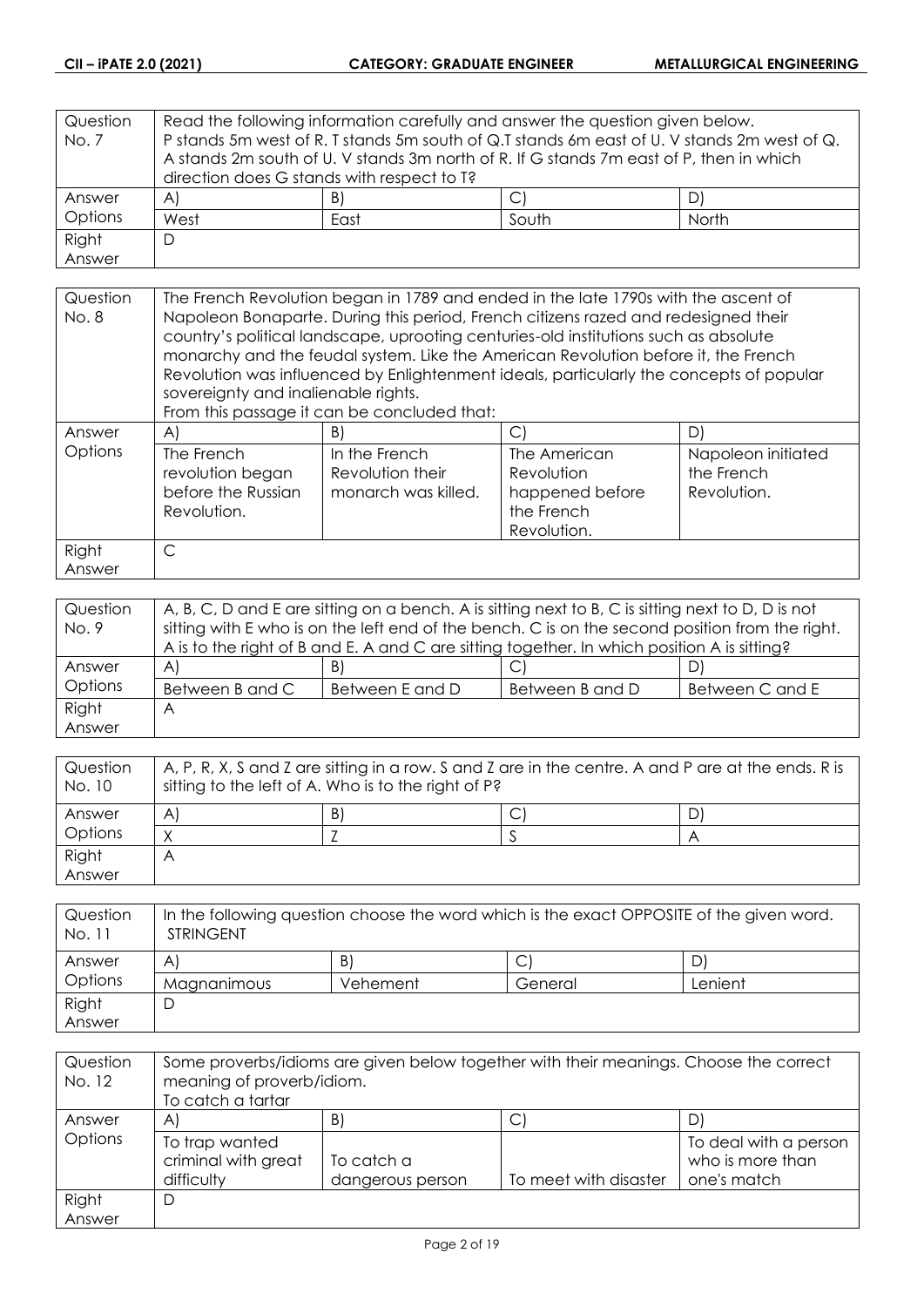| Question No. 7 | Read the following information carefully and answer the question given below. P stands 5m west of R. T stands 5m south of Q.T stands 6m east of U. V stands 2m west of Q. A stands 2m south of U. V stands 3m north of R. If G stands 7m east of P, then in which direction does G stands with respect to T? | | | |
|---|---|---|---|---|
| Answer Options | A) | B) | C) | D) |
| | West | East | South | North |
| Right Answer | D | | | |

| Question No. 8 | The French Revolution began in 1789 and ended in the late 1790s with the ascent of Napoleon Bonaparte. During this period, French citizens razed and redesigned their country's political landscape, uprooting centuries-old institutions such as absolute monarchy and the feudal system. Like the American Revolution before it, the French Revolution was influenced by Enlightenment ideals, particularly the concepts of popular sovereignty and inalienable rights. From this passage it can be concluded that: | | | |
|---|---|---|---|---|
| Answer Options | A) | B) | C) | D) |
| | The French revolution began before the Russian Revolution. | In the French Revolution their monarch was killed. | The American Revolution happened before the French Revolution. | Napoleon initiated the French Revolution. |
| Right Answer | C | | | |

| Question No. 9 | A, B, C, D and E are sitting on a bench. A is sitting next to B, C is sitting next to D, D is not sitting with E who is on the left end of the bench. C is on the second position from the right. A is to the right of B and E. A and C are sitting together. In which position A is sitting? | | | |
|---|---|---|---|---|
| Answer Options | A) | B) | C) | D) |
| | Between B and C | Between E and D | Between B and D | Between C and E |
| Right Answer | A | | | |

| Question No. 10 | A, P, R, X, S and Z are sitting in a row. S and Z are in the centre. A and P are at the ends. R is sitting to the left of A. Who is to the right of P? | | | |
|---|---|---|---|---|
| Answer Options | A) | B) | C) | D) |
| | X | Z | S | A |
| Right Answer | A | | | |

| Question No. 11 | In the following question choose the word which is the exact OPPOSITE of the given word. STRINGENT | | | |
|---|---|---|---|---|
| Answer Options | A) | B) | C) | D) |
| | Magnanimous | Vehement | General | Lenient |
| Right Answer | D | | | |

| Question No. 12 | Some proverbs/idioms are given below together with their meanings. Choose the correct meaning of proverb/idiom. To catch a tartar | | | |
|---|---|---|---|---|
| Answer Options | A) | B) | C) | D) |
| | To trap wanted criminal with great difficulty | To catch a dangerous person | To meet with disaster | To deal with a person who is more than one's match |
| Right Answer | D | | | |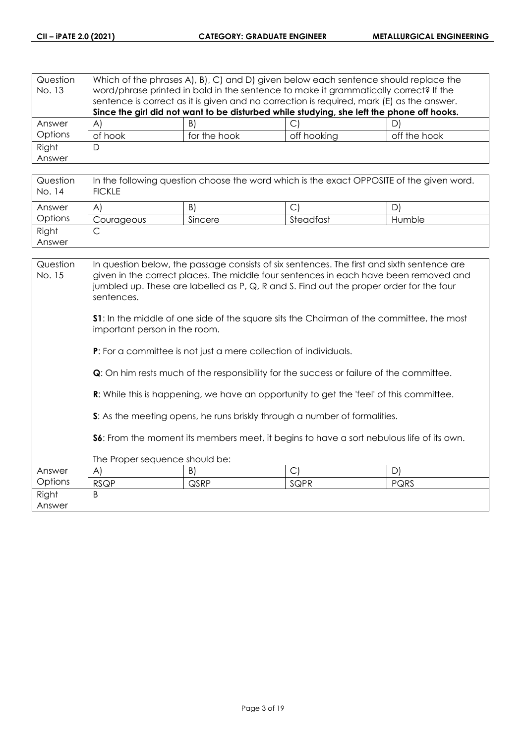| Question No. 13 | Which of the phrases A), B), C) and D) given below each sentence should replace the word/phrase printed in bold in the sentence to make it grammatically correct? If the sentence is correct as it is given and no correction is required, mark (E) as the answer. **Since the girl did not want to be disturbed while studying, she left the phone off hooks.** | | | |
|---|---|---|---|---|
| Answer Options | A) | B) | C) | D) |
| | of hook | for the hook | off hooking | off the hook |
| Right Answer | D | | | |

| Question No. 14 | In the following question choose the word which is the exact OPPOSITE of the given word. FICKLE | | | |
|---|---|---|---|---|
| Answer Options | A) | B) | C) | D) |
| | Courageous | Sincere | Steadfast | Humble |
| Right Answer | C | | | |

| Question No. 15 | In question below, the passage consists of six sentences. The first and sixth sentence are given in the correct places. The middle four sentences in each have been removed and jumbled up. These are labelled as P, Q, R and S. Find out the proper order for the four sentences.<br><br>**S1**: In the middle of one side of the square sits the Chairman of the committee, the most important person in the room.<br><br>**P**: For a committee is not just a mere collection of individuals.<br><br>**Q**: On him rests much of the responsibility for the success or failure of the committee.<br><br>**R**: While this is happening, we have an opportunity to get the 'feel' of this committee.<br><br>**S**: As the meeting opens, he runs briskly through a number of formalities.<br><br>**S6**: From the moment its members meet, it begins to have a sort nebulous life of its own.<br><br>The Proper sequence should be: | | | |
|---|---|---|---|---|
| Answer Options | A) | B) | C) | D) |
| | RSQP | QSRP | SQPR | PQRS |
| Right Answer | B | | | |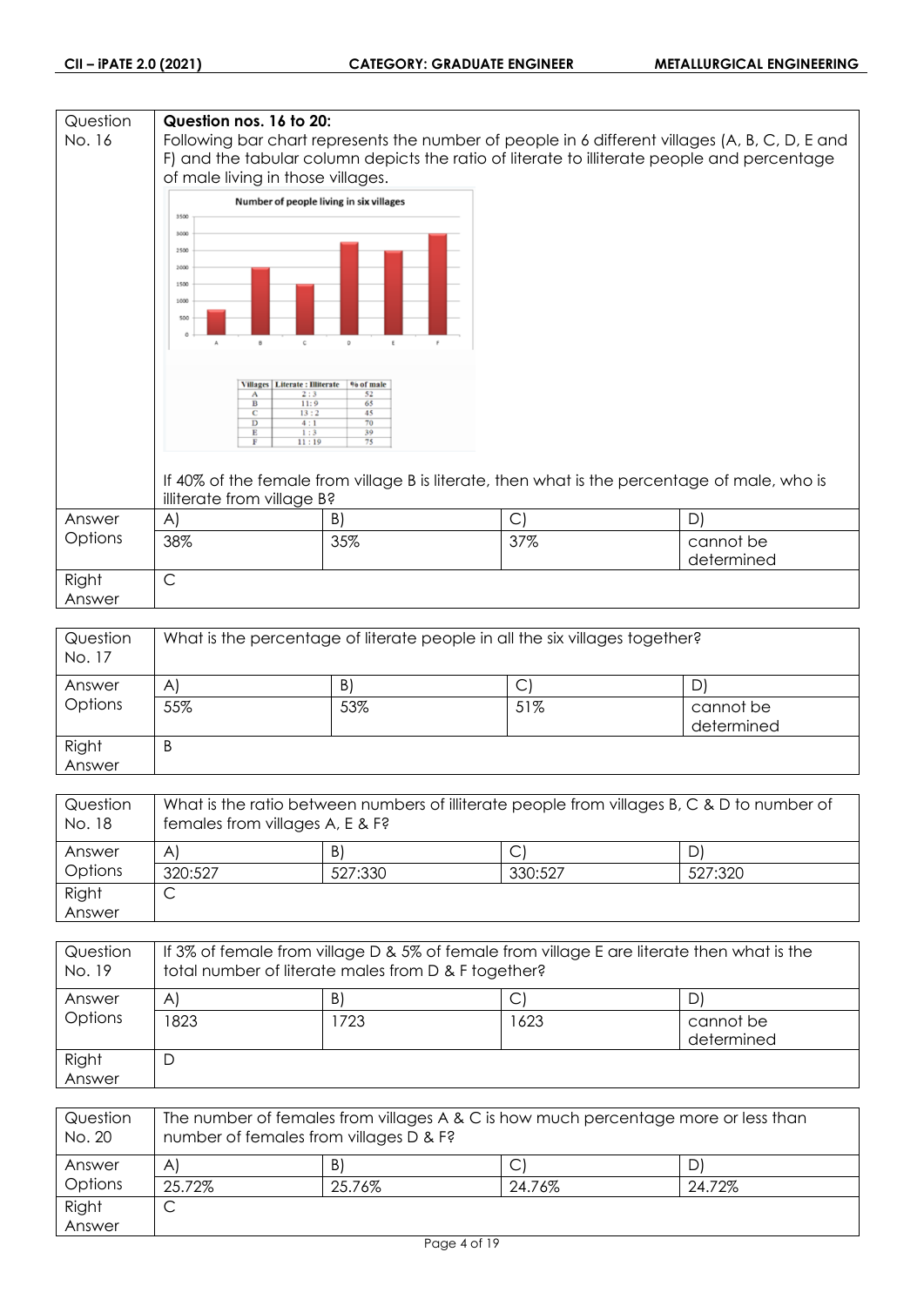| Question No. 16 | **Question nos. 16 to 20:** Following bar chart represents the number of people in 6 different villages (A, B, C, D, E and F) and the tabular column depicts the ratio of literate to illiterate people and percentage of male living in those villages. | | |
|---|---|---|---|

**Number of people living in six villages**

| Villages | Literate : Illiterate | % of male |
|---|---|---|
| A | 2 : 3 | 52 |
| B | 11 : 9 | 65 |
| C | 13 : 2 | 45 |
| D | 4 : 1 | 70 |
| E | 1 : 3 | 39 |
| F | 11 : 19 | 75 |

If 40% of the female from village B is literate, then what is the percentage of male, who is illiterate from village B?

| Answer Options | A) | B) | C) | D) |
|---|---|---|---|---|
| | 38% | 35% | 37% | cannot be determined |
| Right Answer | C | | | |

| Question No. 17 | What is the percentage of literate people in all the six villages together? | | | |
|---|---|---|---|---|
| Answer Options | A) | B) | C) | D) |
| | 55% | 53% | 51% | cannot be determined |
| Right Answer | B | | | |

| Question No. 18 | What is the ratio between numbers of illiterate people from villages B, C & D to number of females from villages A, E & F? | | | |
|---|---|---|---|---|
| Answer Options | A) | B) | C) | D) |
| | 320:527 | 527:330 | 330:527 | 527:320 |
| Right Answer | C | | | |

| Question No. 19 | If 3% of female from village D & 5% of female from village E are literate then what is the total number of literate males from D & F together? | | | |
|---|---|---|---|---|
| Answer Options | A) | B) | C) | D) |
| | 1823 | 1723 | 1623 | cannot be determined |
| Right Answer | D | | | |

| Question No. 20 | The number of females from villages A & C is how much percentage more or less than number of females from villages D & F? | | | |
|---|---|---|---|---|
| Answer Options | A) | B) | C) | D) |
| | 25.72% | 25.76% | 24.76% | 24.72% |
| Right Answer | C | | | |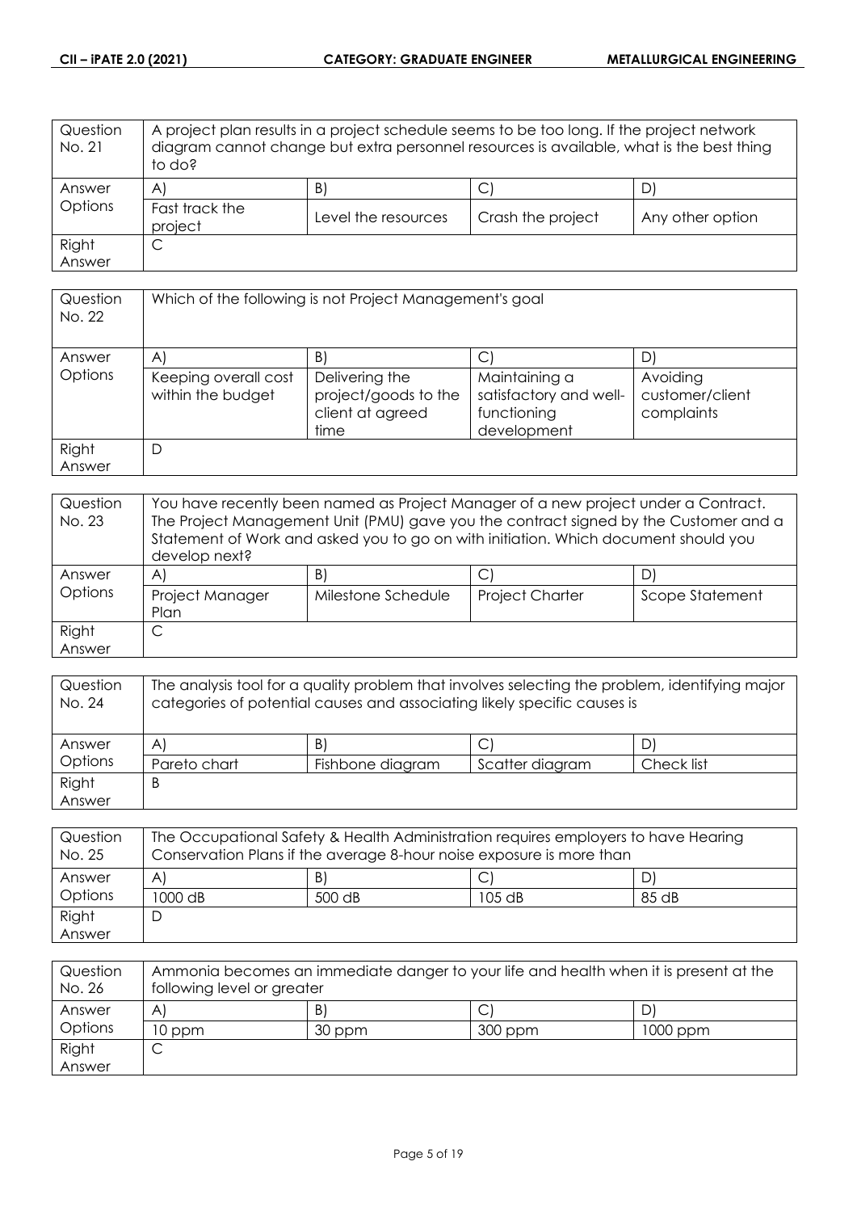| Question No. 21 | A project plan results in a project schedule seems to be too long. If the project network diagram cannot change but extra personnel resources is available, what is the best thing to do? | | | |
|---|---|---|---|---|
| Answer Options | A) | B) | C) | D) |
| | Fast track the project | Level the resources | Crash the project | Any other option |
| Right Answer | C | | | |

| Question No. 22 | Which of the following is not Project Management's goal | | | |
|---|---|---|---|---|
| Answer Options | A) | B) | C) | D) |
| | Keeping overall cost within the budget | Delivering the project/goods to the client at agreed time | Maintaining a satisfactory and well-functioning development | Avoiding customer/client complaints |
| Right Answer | D | | | |

| Question No. 23 | You have recently been named as Project Manager of a new project under a Contract. The Project Management Unit (PMU) gave you the contract signed by the Customer and a Statement of Work and asked you to go on with initiation. Which document should you develop next? | | | |
|---|---|---|---|---|
| Answer Options | A) | B) | C) | D) |
| | Project Manager Plan | Milestone Schedule | Project Charter | Scope Statement |
| Right Answer | C | | | |

| Question No. 24 | The analysis tool for a quality problem that involves selecting the problem, identifying major categories of potential causes and associating likely specific causes is | | | |
|---|---|---|---|---|
| Answer Options | A) | B) | C) | D) |
| | Pareto chart | Fishbone diagram | Scatter diagram | Check list |
| Right Answer | B | | | |

| Question No. 25 | The Occupational Safety & Health Administration requires employers to have Hearing Conservation Plans if the average 8-hour noise exposure is more than | | | |
|---|---|---|---|---|
| Answer Options | A) | B) | C) | D) |
| | 1000 dB | 500 dB | 105 dB | 85 dB |
| Right Answer | D | | | |

| Question No. 26 | Ammonia becomes an immediate danger to your life and health when it is present at the following level or greater | | | |
|---|---|---|---|---|
| Answer Options | A) | B) | C) | D) |
| | 10 ppm | 30 ppm | 300 ppm | 1000 ppm |
| Right Answer | C | | | |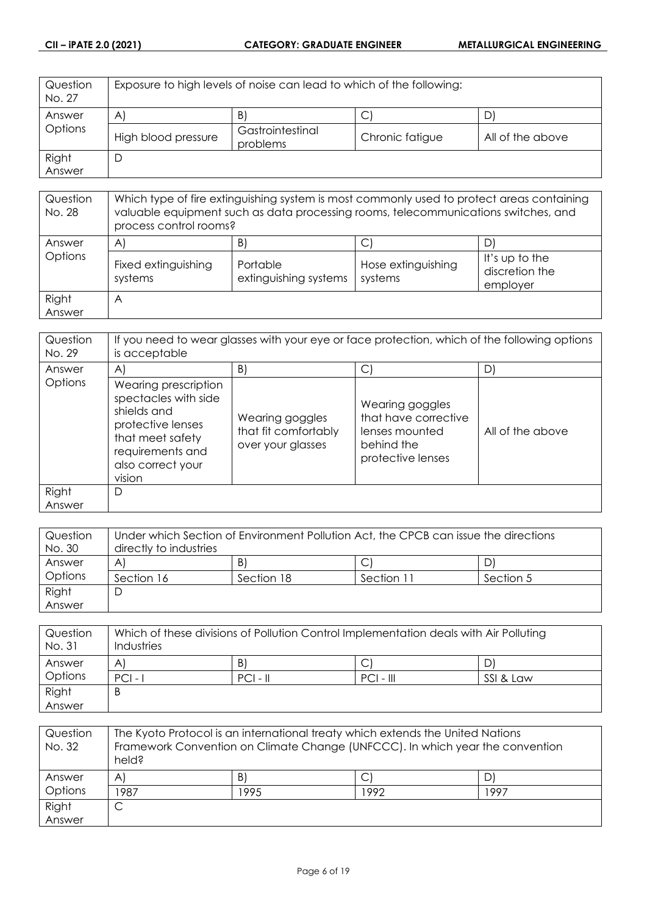| Question No. 27 | Exposure to high levels of noise can lead to which of the following: | | | |
|---|---|---|---|---|
| Answer Options | A) | B) | C) | D) |
| | High blood pressure | Gastrointestinal problems | Chronic fatigue | All of the above |
| Right Answer | D | | | |

| Question No. 28 | Which type of fire extinguishing system is most commonly used to protect areas containing valuable equipment such as data processing rooms, telecommunications switches, and process control rooms? | | | |
|---|---|---|---|---|
| Answer Options | A) | B) | C) | D) |
| | Fixed extinguishing systems | Portable extinguishing systems | Hose extinguishing systems | It's up to the discretion the employer |
| Right Answer | A | | | |

| Question No. 29 | If you need to wear glasses with your eye or face protection, which of the following options is acceptable | | | |
|---|---|---|---|---|
| Answer Options | A) | B) | C) | D) |
| | Wearing prescription spectacles with side shields and protective lenses that meet safety requirements and also correct your vision | Wearing goggles that fit comfortably over your glasses | Wearing goggles that have corrective lenses mounted behind the protective lenses | All of the above |
| Right Answer | D | | | |

| Question No. 30 | Under which Section of Environment Pollution Act, the CPCB can issue the directions directly to industries | | | |
|---|---|---|---|---|
| Answer Options | A) | B) | C) | D) |
| | Section 16 | Section 18 | Section 11 | Section 5 |
| Right Answer | D | | | |

| Question No. 31 | Which of these divisions of Pollution Control Implementation deals with Air Polluting Industries | | | |
|---|---|---|---|---|
| Answer Options | A) | B) | C) | D) |
| | PCI - I | PCI - II | PCI - III | SSI & Law |
| Right Answer | B | | | |

| Question No. 32 | The Kyoto Protocol is an international treaty which extends the United Nations Framework Convention on Climate Change (UNFCCC). In which year the convention held? | | | |
|---|---|---|---|---|
| Answer Options | A) | B) | C) | D) |
| | 1987 | 1995 | 1992 | 1997 |
| Right Answer | C | | | |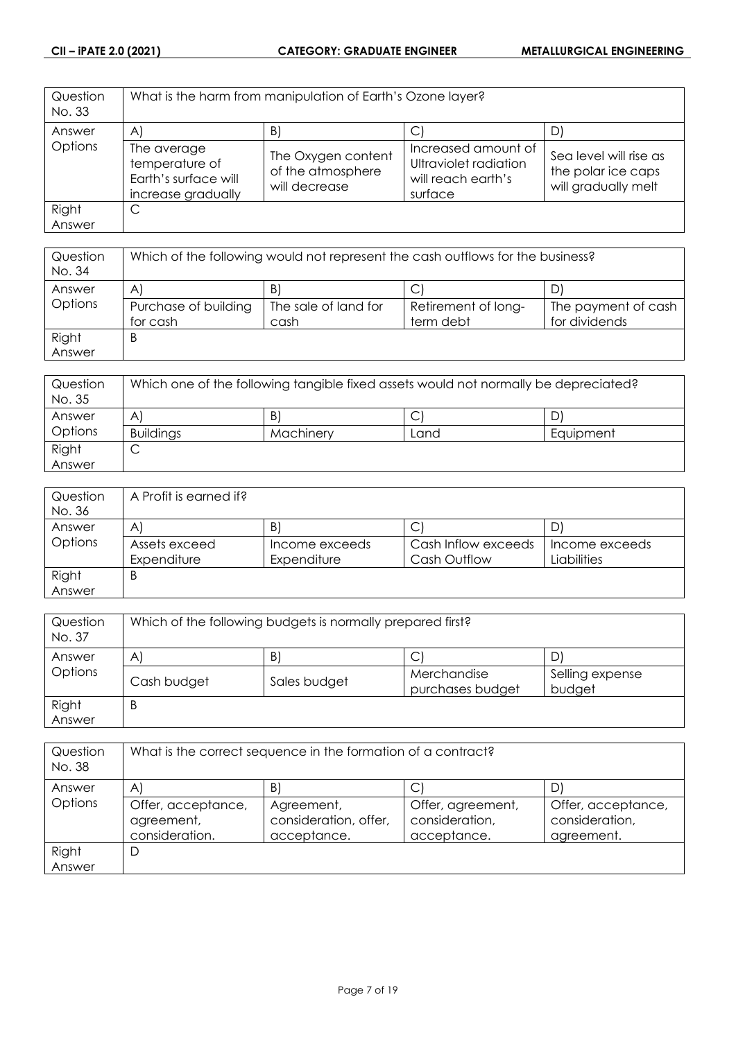| Question No. 33 | What is the harm from manipulation of Earth's Ozone layer? | | | |
|---|---|---|---|---|
| Answer Options | A) | B) | C) | D) |
| | The average temperature of Earth's surface will increase gradually | The Oxygen content of the atmosphere will decrease | Increased amount of Ultraviolet radiation will reach earth's surface | Sea level will rise as the polar ice caps will gradually melt |
| Right Answer | C | | | |

| Question No. 34 | Which of the following would not represent the cash outflows for the business? | | | |
|---|---|---|---|---|
| Answer Options | A) | B) | C) | D) |
| | Purchase of building for cash | The sale of land for cash | Retirement of long-term debt | The payment of cash for dividends |
| Right Answer | B | | | |

| Question No. 35 | Which one of the following tangible fixed assets would not normally be depreciated? | | | |
|---|---|---|---|---|
| Answer Options | A) | B) | C) | D) |
| | Buildings | Machinery | Land | Equipment |
| Right Answer | C | | | |

| Question No. 36 | A Profit is earned if? | | | |
|---|---|---|---|---|
| Answer Options | A) | B) | C) | D) |
| | Assets exceed Expenditure | Income exceeds Expenditure | Cash Inflow exceeds Cash Outflow | Income exceeds Liabilities |
| Right Answer | B | | | |

| Question No. 37 | Which of the following budgets is normally prepared first? | | | |
|---|---|---|---|---|
| Answer Options | A) | B) | C) | D) |
| | Cash budget | Sales budget | Merchandise purchases budget | Selling expense budget |
| Right Answer | B | | | |

| Question No. 38 | What is the correct sequence in the formation of a contract? | | | |
|---|---|---|---|---|
| Answer Options | A) | B) | C) | D) |
| | Offer, acceptance, agreement, consideration. | Agreement, consideration, offer, acceptance. | Offer, agreement, consideration, acceptance. | Offer, acceptance, consideration, agreement. |
| Right Answer | D | | | |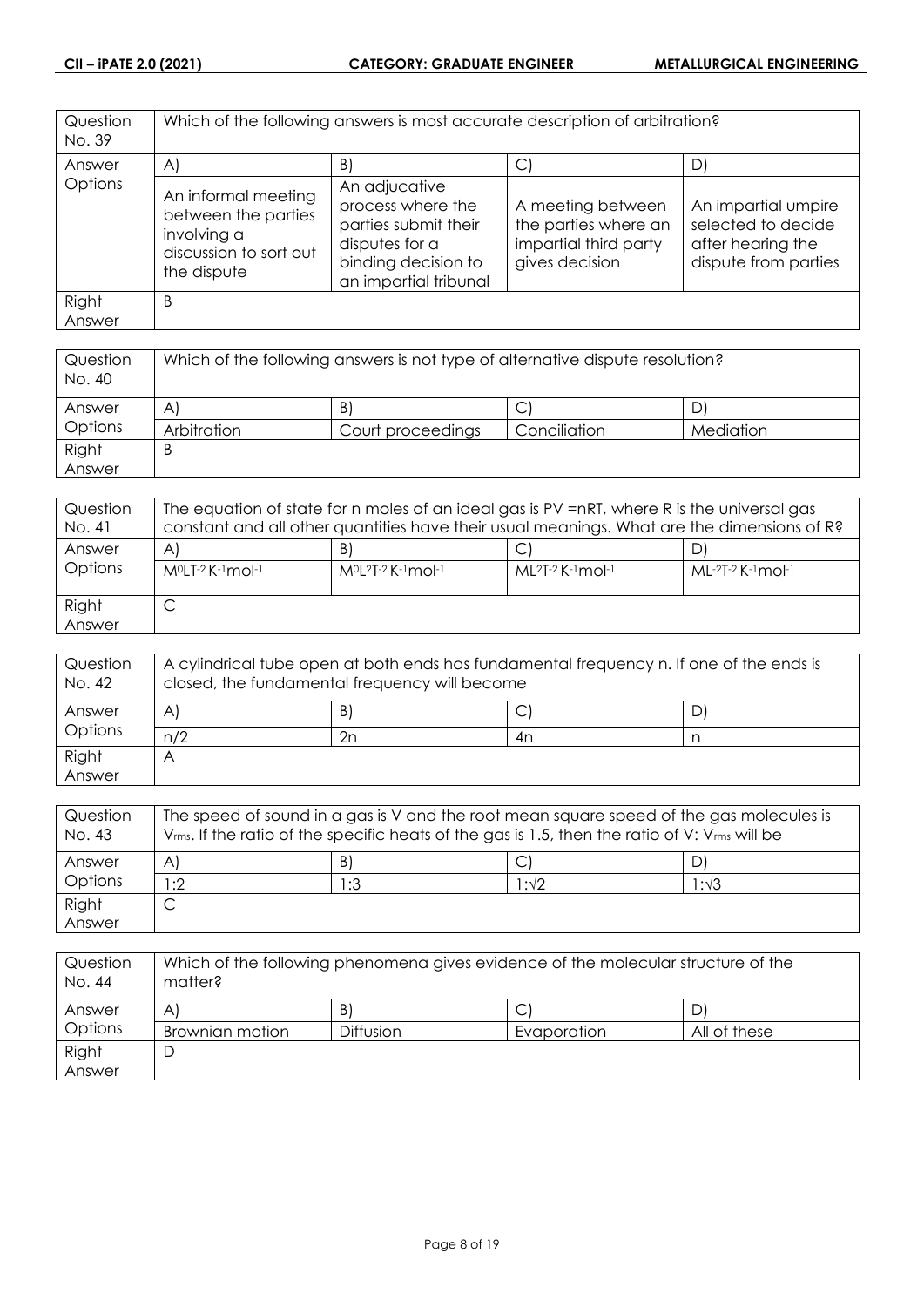| Question No. 39 | Which of the following answers is most accurate description of arbitration? | | | |
|---|---|---|---|---|
| Answer Options | A) | B) | C) | D) |
| | An informal meeting between the parties involving a discussion to sort out the dispute | An adjucative process where the parties submit their disputes for a binding decision to an impartial tribunal | A meeting between the parties where an impartial third party gives decision | An impartial umpire selected to decide after hearing the dispute from parties |
| Right Answer | B | | | |

| Question No. 40 | Which of the following answers is not type of alternative dispute resolution? | | | |
|---|---|---|---|---|
| Answer Options | A) | B) | C) | D) |
| | Arbitration | Court proceedings | Conciliation | Mediation |
| Right Answer | B | | | |

| Question No. 41 | The equation of state for n moles of an ideal gas is PV =nRT, where R is the universal gas constant and all other quantities have their usual meanings. What are the dimensions of R? | | | |
|---|---|---|---|---|
| Answer Options | A) | B) | C) | D) |
| | $M^0LT^{-2}K^{-1}mol^{-1}$ | $M^0L^2T^{-2}K^{-1}mol^{-1}$ | $ML^2T^{-2}K^{-1}mol^{-1}$ | $ML^{-2}T^{-2}K^{-1}mol^{-1}$ |
| Right Answer | C | | | |

| Question No. 42 | A cylindrical tube open at both ends has fundamental frequency n. If one of the ends is closed, the fundamental frequency will become | | | |
|---|---|---|---|---|
| Answer Options | A) | B) | C) | D) |
| | n/2 | 2n | 4n | n |
| Right Answer | A | | | |

| Question No. 43 | The speed of sound in a gas is V and the root mean square speed of the gas molecules is $V_{rms}$. If the ratio of the specific heats of the gas is 1.5, then the ratio of V: $V_{rms}$ will be | | | |
|---|---|---|---|---|
| Answer Options | A) | B) | C) | D) |
| | 1:2 | 1:3 | $1:\sqrt{2}$ | $1:\sqrt{3}$ |
| Right Answer | C | | | |

| Question No. 44 | Which of the following phenomena gives evidence of the molecular structure of the matter? | | | |
|---|---|---|---|---|
| Answer Options | A) | B) | C) | D) |
| | Brownian motion | Diffusion | Evaporation | All of these |
| Right Answer | D | | | |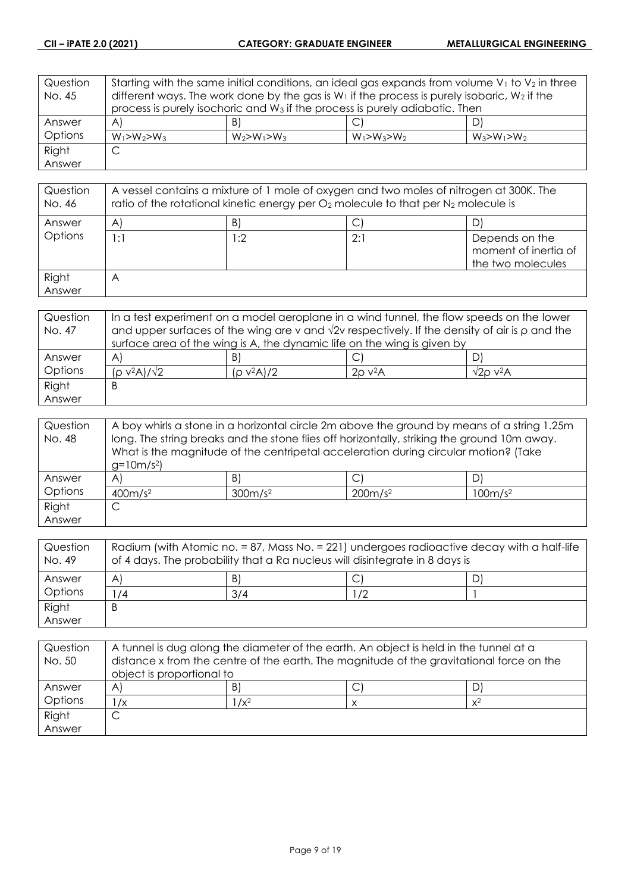| Question No. 45 | Starting with the same initial conditions, an ideal gas expands from volume $V_1$ to $V_2$ in three different ways. The work done by the gas is $W_1$ if the process is purely isobaric, $W_2$ if the process is purely isochoric and $W_3$ if the process is purely adiabatic. Then | | |
|---|---|---|---|---|
| Answer Options | A) | B) | C) | D) |
| | $W_1>W_2>W_3$ | $W_2>W_1>W_3$ | $W_1>W_3>W_2$ | $W_3>W_1>W_2$ |
| Right Answer | C | | | |

| Question No. 46 | A vessel contains a mixture of 1 mole of oxygen and two moles of nitrogen at 300K. The ratio of the rotational kinetic energy per $O_2$ molecule to that per $N_2$ molecule is | | | |
|---|---|---|---|---|
| Answer Options | A) | B) | C) | D) |
| | 1:1 | 1:2 | 2:1 | Depends on the moment of inertia of the two molecules |
| Right Answer | A | | | |

| Question No. 47 | In a test experiment on a model aeroplane in a wind tunnel, the flow speeds on the lower and upper surfaces of the wing are v and $\sqrt{2}$v respectively. If the density of air is ρ and the surface area of the wing is A, the dynamic life on the wing is given by | | | |
|---|---|---|---|---|
| Answer Options | A) | B) | C) | D) |
| | $(\rho v^2 A)/\sqrt{2}$ | $(\rho v^2 A)/2$ | $2\rho v^2 A$ | $\sqrt{2}\rho v^2 A$ |
| Right Answer | B | | | |

| Question No. 48 | A boy whirls a stone in a horizontal circle 2m above the ground by means of a string 1.25m long. The string breaks and the stone flies off horizontally, striking the ground 10m away. What is the magnitude of the centripetal acceleration during circular motion? (Take $g=10m/s^2$) | | | |
|---|---|---|---|---|
| Answer Options | A) | B) | C) | D) |
| | $400m/s^2$ | $300m/s^2$ | $200m/s^2$ | $100m/s^2$ |
| Right Answer | C | | | |

| Question No. 49 | Radium (with Atomic no. = 87, Mass No. = 221) undergoes radioactive decay with a half-life of 4 days. The probability that a Ra nucleus will disintegrate in 8 days is | | | |
|---|---|---|---|---|
| Answer Options | A) | B) | C) | D) |
| | 1/4 | 3/4 | 1/2 | 1 |
| Right Answer | B | | | |

| Question No. 50 | A tunnel is dug along the diameter of the earth. An object is held in the tunnel at a distance x from the centre of the earth. The magnitude of the gravitational force on the object is proportional to | | | |
|---|---|---|---|---|
| Answer Options | A) | B) | C) | D) |
| | $1/x$ | $1/x^2$ | $x$ | $x^2$ |
| Right Answer | C | | | |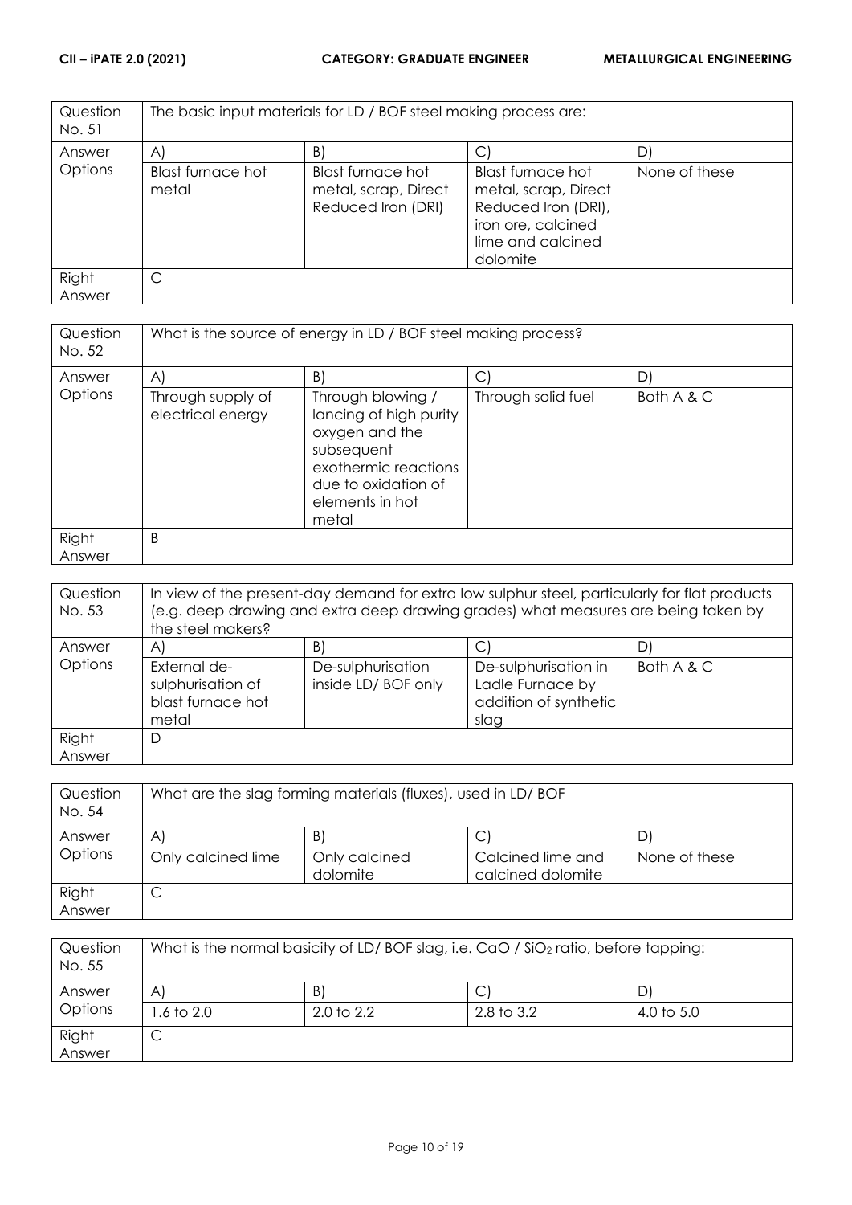| Question No. 51 | The basic input materials for LD / BOF steel making process are: | | | |
|---|---|---|---|---|
| Answer Options | A) | B) | C) | D) |
| | Blast furnace hot metal | Blast furnace hot metal, scrap, Direct Reduced Iron (DRI) | Blast furnace hot metal, scrap, Direct Reduced Iron (DRI), iron ore, calcined lime and calcined dolomite | None of these |
| Right Answer | C | | | |

| Question No. 52 | What is the source of energy in LD / BOF steel making process? | | | |
|---|---|---|---|---|
| Answer Options | A) | B) | C) | D) |
| | Through supply of electrical energy | Through blowing / lancing of high purity oxygen and the subsequent exothermic reactions due to oxidation of elements in hot metal | Through solid fuel | Both A & C |
| Right Answer | B | | | |

| Question No. 53 | In view of the present-day demand for extra low sulphur steel, particularly for flat products (e.g. deep drawing and extra deep drawing grades) what measures are being taken by the steel makers? | | | |
|---|---|---|---|---|
| Answer Options | A) | B) | C) | D) |
| | External de-sulphurisation of blast furnace hot metal | De-sulphurisation inside LD/ BOF only | De-sulphurisation in Ladle Furnace by addition of synthetic slag | Both A & C |
| Right Answer | D | | | |

| Question No. 54 | What are the slag forming materials (fluxes), used in LD/ BOF | | | |
|---|---|---|---|---|
| Answer Options | A) | B) | C) | D) |
| | Only calcined lime | Only calcined dolomite | Calcined lime and calcined dolomite | None of these |
| Right Answer | C | | | |

| Question No. 55 | What is the normal basicity of LD/ BOF slag, i.e. $CaO$ / $SiO_2$ ratio, before tapping: | | | |
|---|---|---|---|---|
| Answer Options | A) | B) | C) | D) |
| | 1.6 to 2.0 | 2.0 to 2.2 | 2.8 to 3.2 | 4.0 to 5.0 |
| Right Answer | C | | | |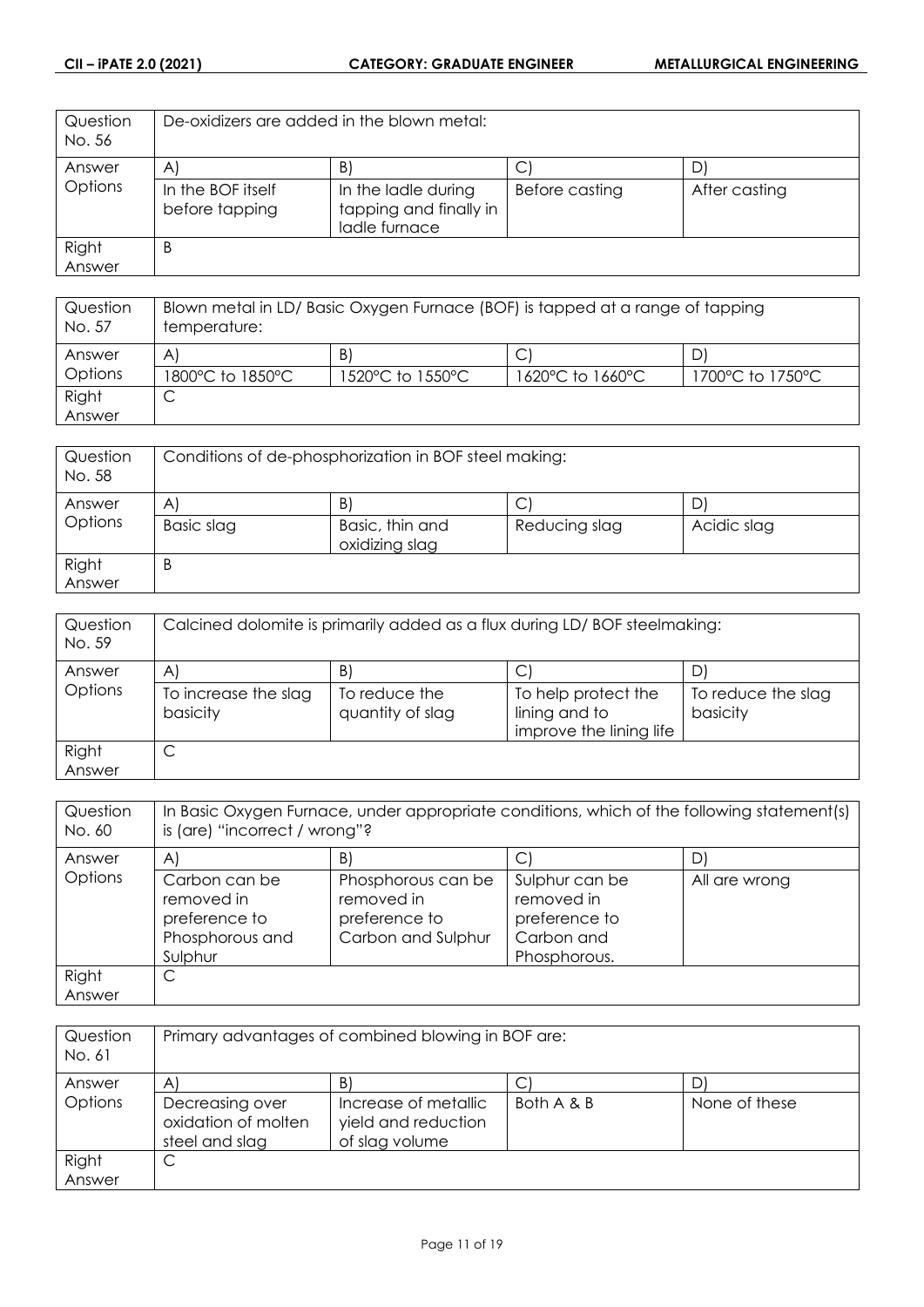| Question No. 56 | De-oxidizers are added in the blown metal: | | | |
|---|---|---|---|---|
| Answer Options | A) | B) | C) | D) |
| | In the BOF itself before tapping | In the ladle during tapping and finally in ladle furnace | Before casting | After casting |
| Right Answer | B | | | |

| Question No. 57 | Blown metal in LD/ Basic Oxygen Furnace (BOF) is tapped at a range of tapping temperature: | | | |
|---|---|---|---|---|
| Answer Options | A) | B) | C) | D) |
| | 1800°C to 1850°C | 1520°C to 1550°C | 1620°C to 1660°C | 1700°C to 1750°C |
| Right Answer | C | | | |

| Question No. 58 | Conditions of de-phosphorization in BOF steel making: | | | |
|---|---|---|---|---|
| Answer Options | A) | B) | C) | D) |
| | Basic slag | Basic, thin and oxidizing slag | Reducing slag | Acidic slag |
| Right Answer | B | | | |

| Question No. 59 | Calcined dolomite is primarily added as a flux during LD/ BOF steelmaking: | | | |
|---|---|---|---|---|
| Answer Options | A) | B) | C) | D) |
| | To increase the slag basicity | To reduce the quantity of slag | To help protect the lining and to improve the lining life | To reduce the slag basicity |
| Right Answer | C | | | |

| Question No. 60 | In Basic Oxygen Furnace, under appropriate conditions, which of the following statement(s) is (are) "incorrect / wrong"? | | | |
|---|---|---|---|---|
| Answer Options | A) | B) | C) | D) |
| | Carbon can be removed in preference to Phosphorous and Sulphur | Phosphorous can be removed in preference to Carbon and Sulphur | Sulphur can be removed in preference to Carbon and Phosphorous. | All are wrong |
| Right Answer | C | | | |

| Question No. 61 | Primary advantages of combined blowing in BOF are: | | | |
|---|---|---|---|---|
| Answer Options | A) | B) | C) | D) |
| | Decreasing over oxidation of molten steel and slag | Increase of metallic yield and reduction of slag volume | Both A & B | None of these |
| Right Answer | C | | | |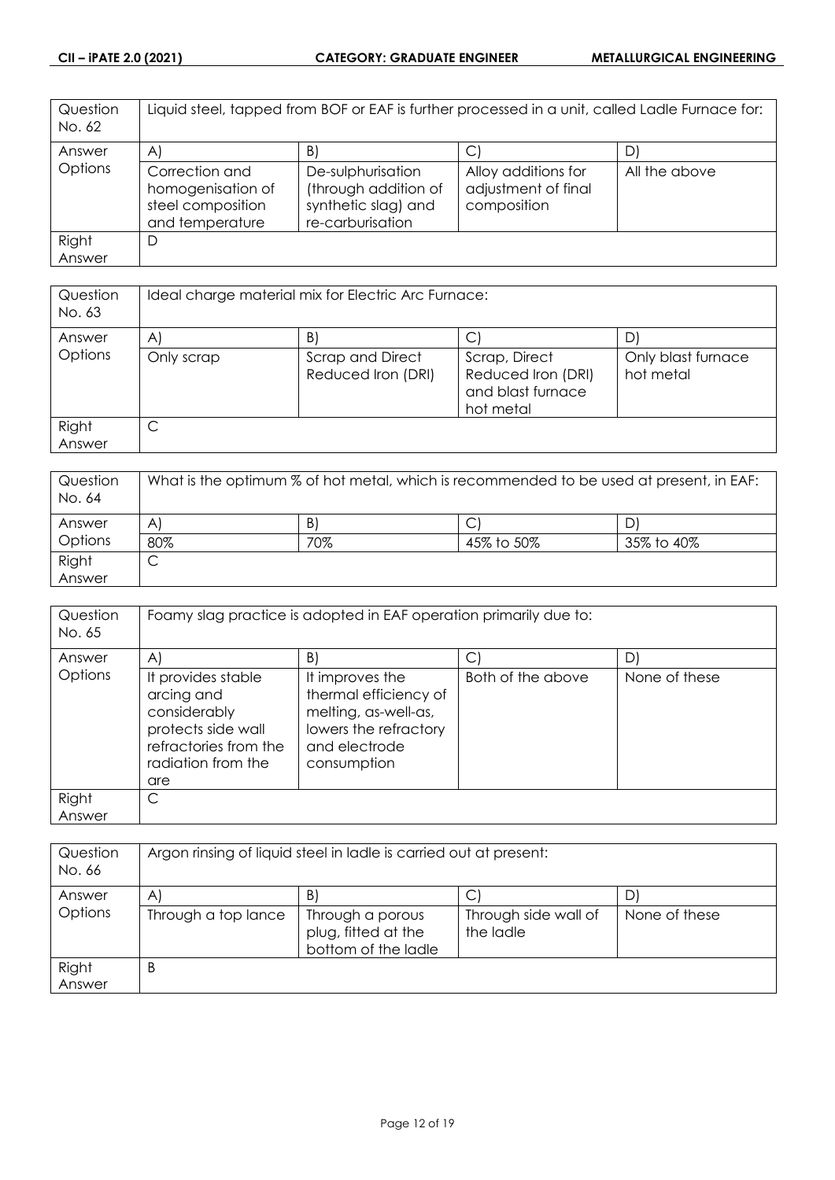| Question No. 62 | Liquid steel, tapped from BOF or EAF is further processed in a unit, called Ladle Furnace for: | | | |
|---|---|---|---|---|
| Answer Options | A) | B) | C) | D) |
| | Correction and homogenisation of steel composition and temperature | De-sulphurisation (through addition of synthetic slag) and re-carburisation | Alloy additions for adjustment of final composition | All the above |
| Right Answer | D | | | |

| Question No. 63 | Ideal charge material mix for Electric Arc Furnace: | | | |
|---|---|---|---|---|
| Answer Options | A) | B) | C) | D) |
| | Only scrap | Scrap and Direct Reduced Iron (DRI) | Scrap, Direct Reduced Iron (DRI) and blast furnace hot metal | Only blast furnace hot metal |
| Right Answer | C | | | |

| Question No. 64 | What is the optimum % of hot metal, which is recommended to be used at present, in EAF: | | | |
|---|---|---|---|---|
| Answer Options | A) | B) | C) | D) |
| | 80% | 70% | 45% to 50% | 35% to 40% |
| Right Answer | C | | | |

| Question No. 65 | Foamy slag practice is adopted in EAF operation primarily due to: | | | |
|---|---|---|---|---|
| Answer Options | A) | B) | C) | D) |
| | It provides stable arcing and considerably protects side wall refractories from the radiation from the are | It improves the thermal efficiency of melting, as-well-as, lowers the refractory and electrode consumption | Both of the above | None of these |
| Right Answer | C | | | |

| Question No. 66 | Argon rinsing of liquid steel in ladle is carried out at present: | | | |
|---|---|---|---|---|
| Answer Options | A) | B) | C) | D) |
| | Through a top lance | Through a porous plug, fitted at the bottom of the ladle | Through side wall of the ladle | None of these |
| Right Answer | B | | | |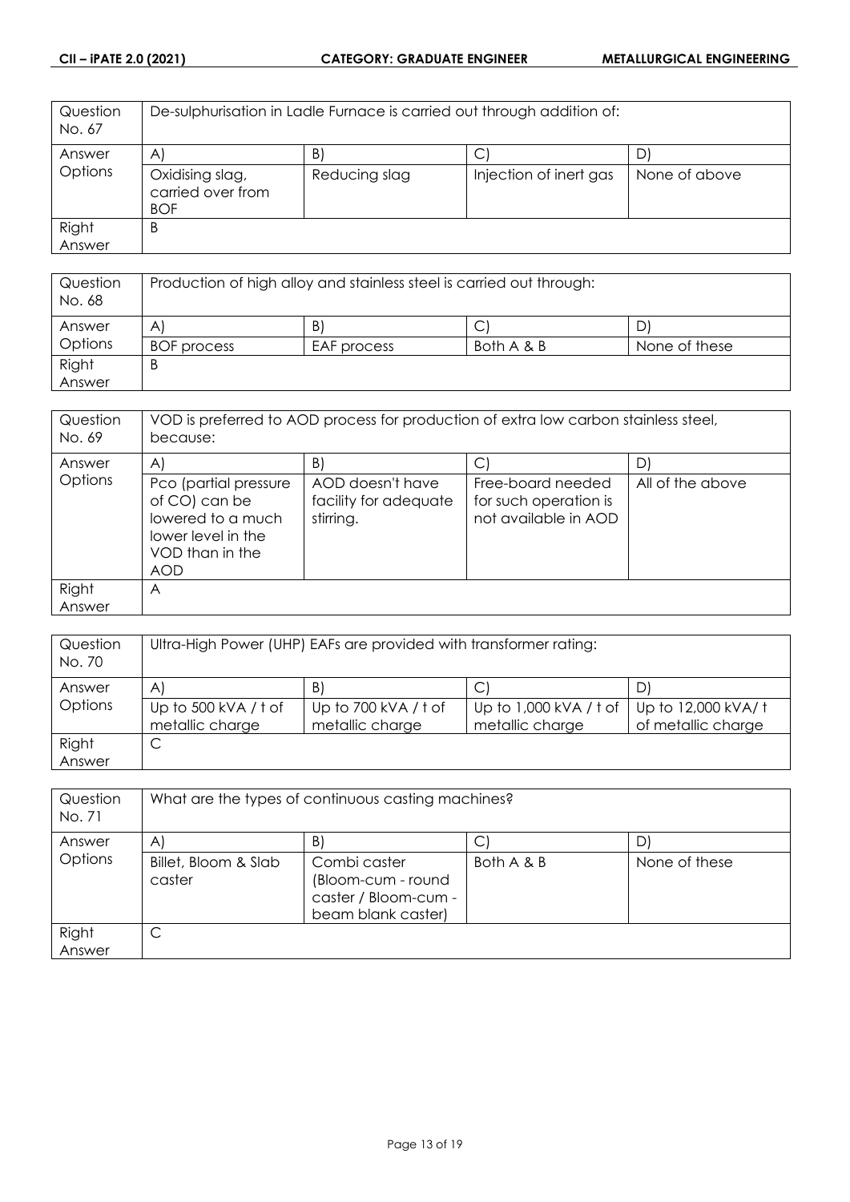| Question No. 67 | De-sulphurisation in Ladle Furnace is carried out through addition of: | | | |
|---|---|---|---|---|
| Answer Options | A) | B) | C) | D) |
| | Oxidising slag, carried over from BOF | Reducing slag | Injection of inert gas | None of above |
| Right Answer | B | | | |

| Question No. 68 | Production of high alloy and stainless steel is carried out through: | | | |
|---|---|---|---|---|
| Answer Options | A) | B) | C) | D) |
| | BOF process | EAF process | Both A & B | None of these |
| Right Answer | B | | | |

| Question No. 69 | VOD is preferred to AOD process for production of extra low carbon stainless steel, because: | | | |
|---|---|---|---|---|
| Answer Options | A) | B) | C) | D) |
| | Pco (partial pressure of CO) can be lowered to a much lower level in the VOD than in the AOD | AOD doesn't have facility for adequate stirring. | Free-board needed for such operation is not available in AOD | All of the above |
| Right Answer | A | | | |

| Question No. 70 | Ultra-High Power (UHP) EAFs are provided with transformer rating: | | | |
|---|---|---|---|---|
| Answer Options | A) | B) | C) | D) |
| | Up to 500 kVA / t of metallic charge | Up to 700 kVA / t of metallic charge | Up to 1,000 kVA / t of metallic charge | Up to 12,000 kVA/ t of metallic charge |
| Right Answer | C | | | |

| Question No. 71 | What are the types of continuous casting machines? | | | |
|---|---|---|---|---|
| Answer Options | A) | B) | C) | D) |
| | Billet, Bloom & Slab caster | Combi caster (Bloom-cum - round caster / Bloom-cum - beam blank caster) | Both A & B | None of these |
| Right Answer | C | | | |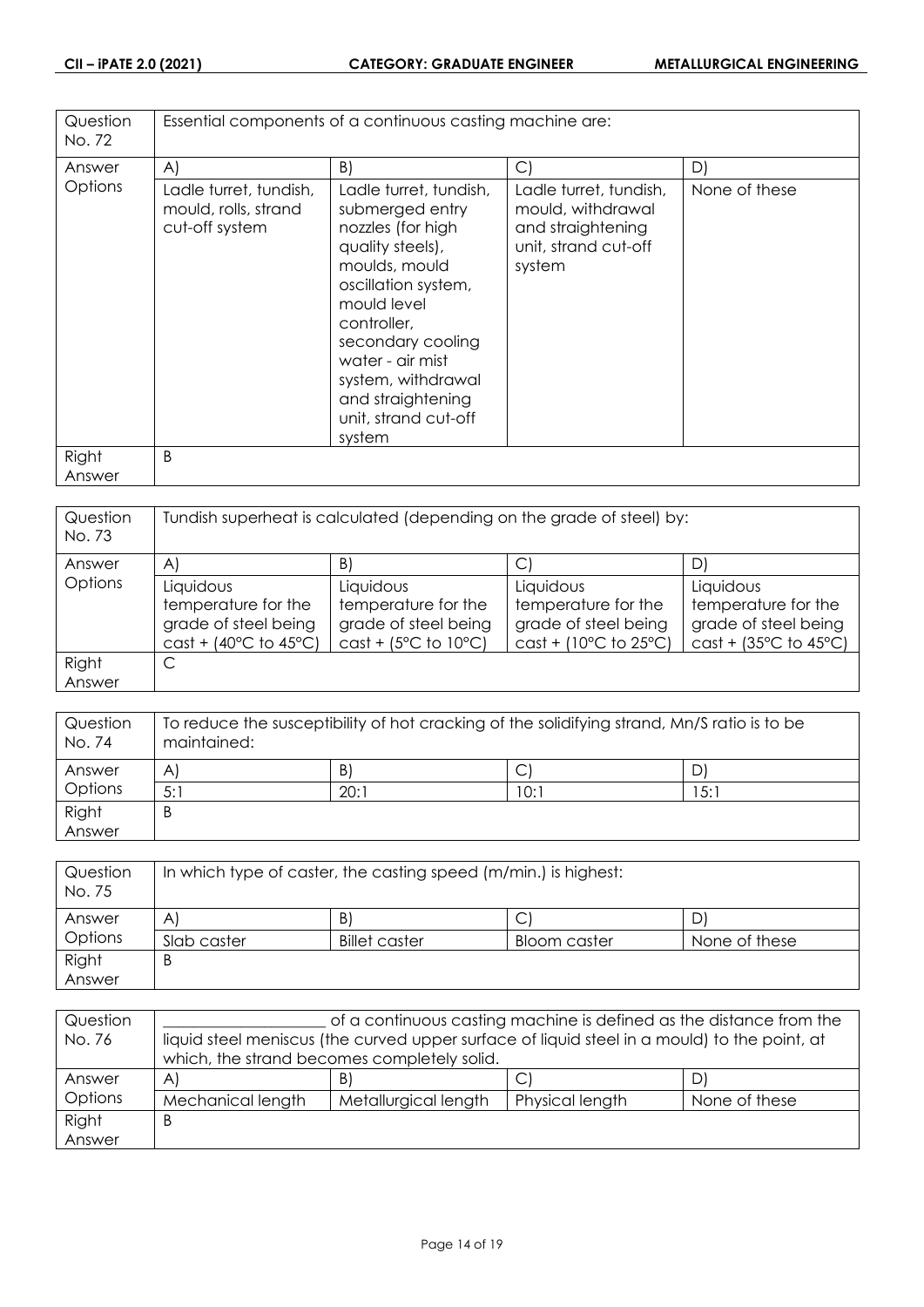| Question No. 72 | Essential components of a continuous casting machine are: | | | |
|---|---|---|---|---|
| Answer Options | A) | B) | C) | D) |
| | Ladle turret, tundish, mould, rolls, strand cut-off system | Ladle turret, tundish, submerged entry nozzles (for high quality steels), moulds, mould oscillation system, mould level controller, secondary cooling water - air mist system, withdrawal and straightening unit, strand cut-off system | Ladle turret, tundish, mould, withdrawal and straightening unit, strand cut-off system | None of these |
| Right Answer | B | | | |

| Question No. 73 | Tundish superheat is calculated (depending on the grade of steel) by: | | | |
|---|---|---|---|---|
| Answer Options | A) | B) | C) | D) |
| | Liquidous temperature for the grade of steel being cast + (40°C to 45°C) | Liquidous temperature for the grade of steel being cast + (5°C to 10°C) | Liquidous temperature for the grade of steel being cast + (10°C to 25°C) | Liquidous temperature for the grade of steel being cast + (35°C to 45°C) |
| Right Answer | C | | | |

| Question No. 74 | To reduce the susceptibility of hot cracking of the solidifying strand, Mn/S ratio is to be maintained: | | | |
|---|---|---|---|---|
| Answer Options | A) | B) | C) | D) |
| | 5:1 | 20:1 | 10:1 | 15:1 |
| Right Answer | B | | | |

| Question No. 75 | In which type of caster, the casting speed (m/min.) is highest: | | | |
|---|---|---|---|---|
| Answer Options | A) | B) | C) | D) |
| | Slab caster | Billet caster | Bloom caster | None of these |
| Right Answer | B | | | |

| Question No. 76 | ____________________ of a continuous casting machine is defined as the distance from the liquid steel meniscus (the curved upper surface of liquid steel in a mould) to the point, at which, the strand becomes completely solid. | | | |
|---|---|---|---|---|
| Answer Options | A) | B) | C) | D) |
| | Mechanical length | Metallurgical length | Physical length | None of these |
| Right Answer | B | | | |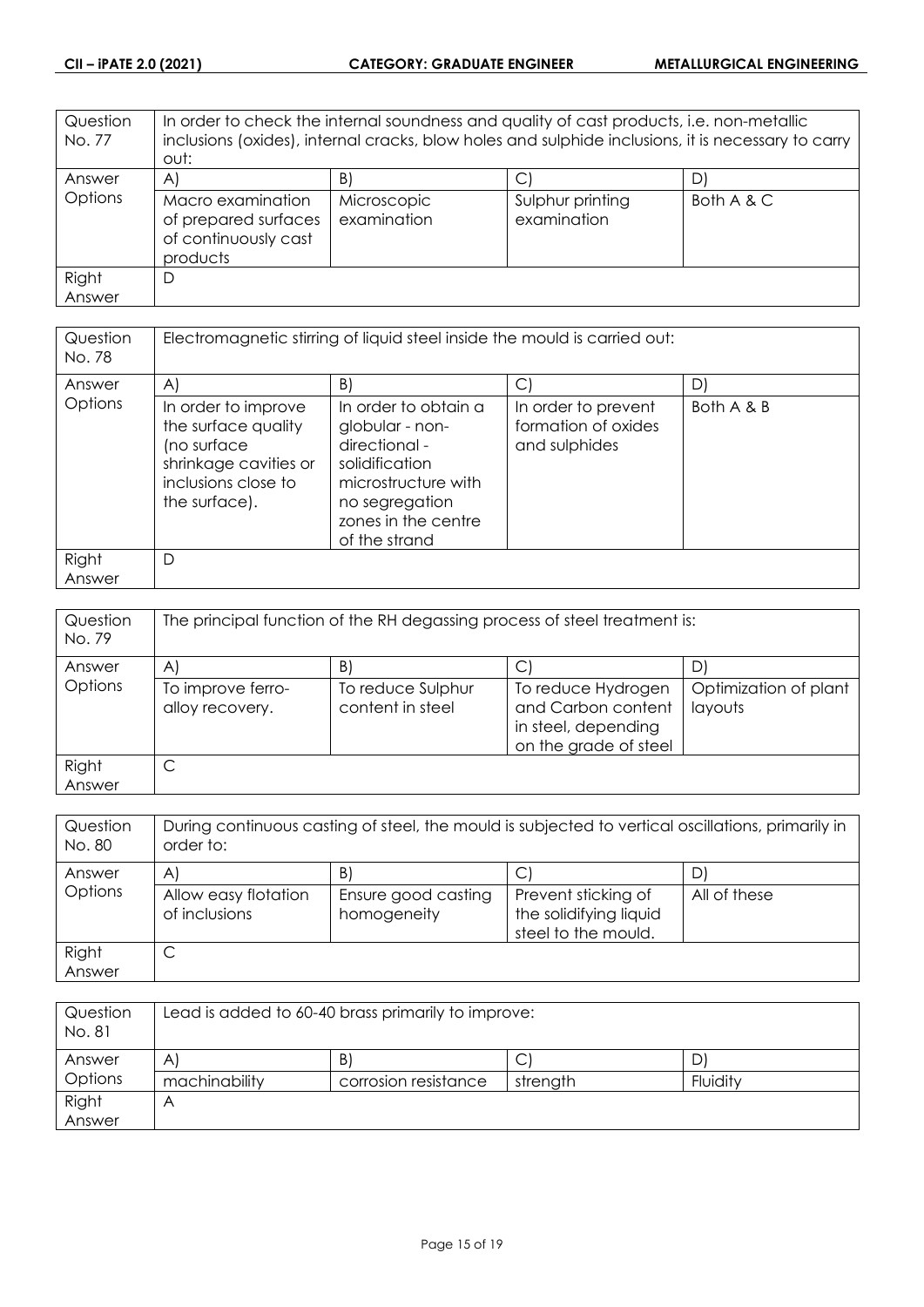| Question No. 77 | In order to check the internal soundness and quality of cast products, i.e. non-metallic inclusions (oxides), internal cracks, blow holes and sulphide inclusions, it is necessary to carry out: | | | |
|---|---|---|---|---|
| Answer Options | A) | B) | C) | D) |
| | Macro examination of prepared surfaces of continuously cast products | Microscopic examination | Sulphur printing examination | Both A & C |
| Right Answer | D | | | |

| Question No. 78 | Electromagnetic stirring of liquid steel inside the mould is carried out: | | | |
|---|---|---|---|---|
| Answer Options | A) | B) | C) | D) |
| | In order to improve the surface quality (no surface shrinkage cavities or inclusions close to the surface). | In order to obtain a globular - non-directional - solidification microstructure with no segregation zones in the centre of the strand | In order to prevent formation of oxides and sulphides | Both A & B |
| Right Answer | D | | | |

| Question No. 79 | The principal function of the RH degassing process of steel treatment is: | | | |
|---|---|---|---|---|
| Answer Options | A) | B) | C) | D) |
| | To improve ferro-alloy recovery. | To reduce Sulphur content in steel | To reduce Hydrogen and Carbon content in steel, depending on the grade of steel | Optimization of plant layouts |
| Right Answer | C | | | |

| Question No. 80 | During continuous casting of steel, the mould is subjected to vertical oscillations, primarily in order to: | | | |
|---|---|---|---|---|
| Answer Options | A) | B) | C) | D) |
| | Allow easy flotation of inclusions | Ensure good casting homogeneity | Prevent sticking of the solidifying liquid steel to the mould. | All of these |
| Right Answer | C | | | |

| Question No. 81 | Lead is added to 60-40 brass primarily to improve: | | | |
|---|---|---|---|---|
| Answer Options | A) | B) | C) | D) |
| | machinability | corrosion resistance | strength | Fluidity |
| Right Answer | A | | | |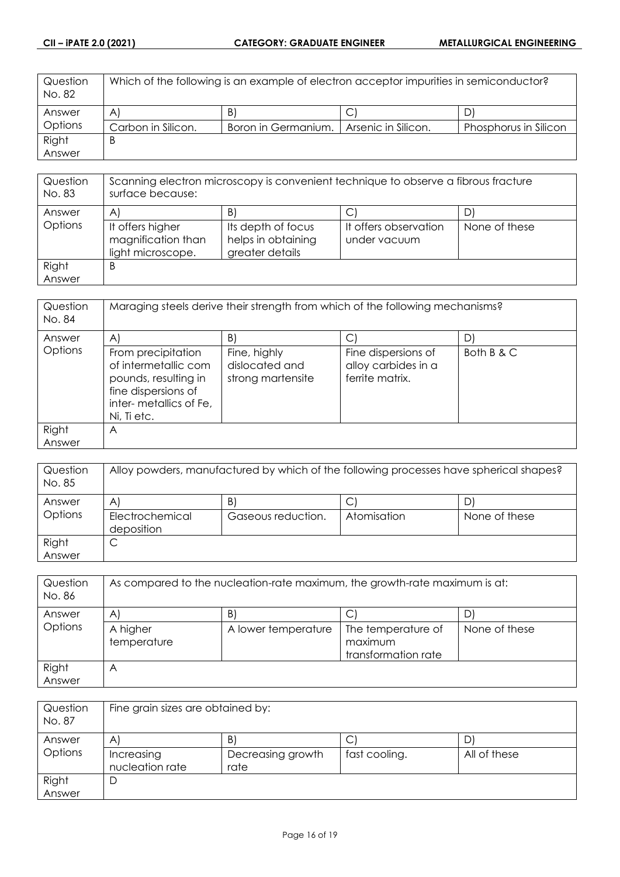| Question No. 82 | Which of the following is an example of electron acceptor impurities in semiconductor? | | | |
|---|---|---|---|---|
| Answer Options | A) | B) | C) | D) |
| | Carbon in Silicon. | Boron in Germanium. | Arsenic in Silicon. | Phosphorus in Silicon |
| Right Answer | B | | | |

| Question No. 83 | Scanning electron microscopy is convenient technique to observe a fibrous fracture surface because: | | | |
|---|---|---|---|---|
| Answer Options | A) | B) | C) | D) |
| | It offers higher magnification than light microscope. | Its depth of focus helps in obtaining greater details | It offers observation under vacuum | None of these |
| Right Answer | B | | | |

| Question No. 84 | Maraging steels derive their strength from which of the following mechanisms? | | | |
|---|---|---|---|---|
| Answer Options | A) | B) | C) | D) |
| | From precipitation of intermetallic com pounds, resulting in fine dispersions of inter- metallics of Fe, Ni, Ti etc. | Fine, highly dislocated and strong martensite | Fine dispersions of alloy carbides in a ferrite matrix. | Both B & C |
| Right Answer | A | | | |

| Question No. 85 | Alloy powders, manufactured by which of the following processes have spherical shapes? | | | |
|---|---|---|---|---|
| Answer Options | A) | B) | C) | D) |
| | Electrochemical deposition | Gaseous reduction. | Atomisation | None of these |
| Right Answer | C | | | |

| Question No. 86 | As compared to the nucleation-rate maximum, the growth-rate maximum is at: | | | |
|---|---|---|---|---|
| Answer Options | A) | B) | C) | D) |
| | A higher temperature | A lower temperature | The temperature of maximum transformation rate | None of these |
| Right Answer | A | | | |

| Question No. 87 | Fine grain sizes are obtained by: | | | |
|---|---|---|---|---|
| Answer Options | A) | B) | C) | D) |
| | Increasing nucleation rate | Decreasing growth rate | fast cooling. | All of these |
| Right Answer | D | | | |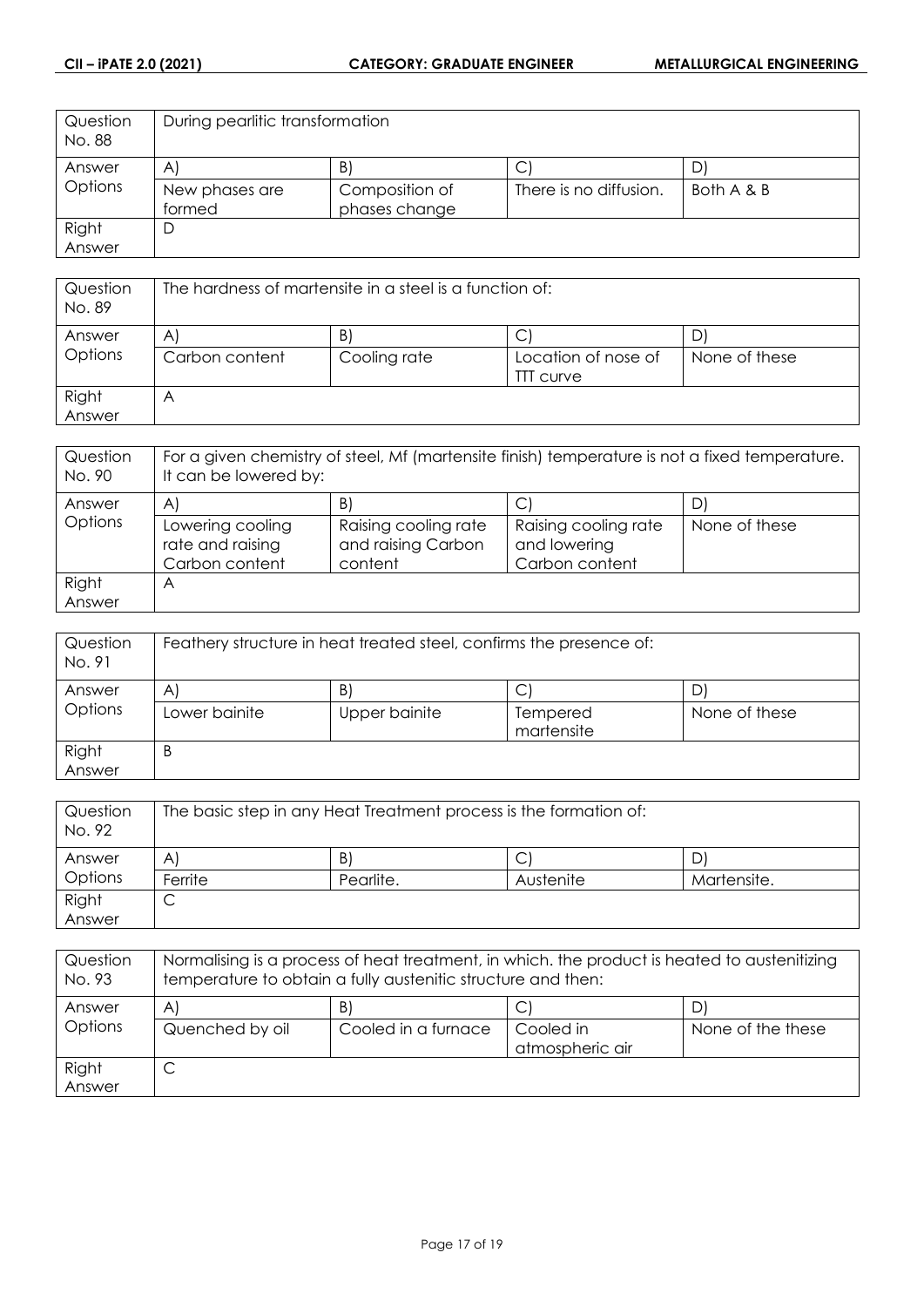| Question No. 88 | During pearlitic transformation | | | |
|---|---|---|---|---|
| Answer Options | A) | B) | C) | D) |
| | New phases are formed | Composition of phases change | There is no diffusion. | Both A & B |
| Right Answer | D | | | |

| Question No. 89 | The hardness of martensite in a steel is a function of: | | | |
|---|---|---|---|---|
| Answer Options | A) | B) | C) | D) |
| | Carbon content | Cooling rate | Location of nose of TTT curve | None of these |
| Right Answer | A | | | |

| Question No. 90 | For a given chemistry of steel, Mf (martensite finish) temperature is not a fixed temperature. It can be lowered by: | | | |
|---|---|---|---|---|
| Answer Options | A) | B) | C) | D) |
| | Lowering cooling rate and raising Carbon content | Raising cooling rate and raising Carbon content | Raising cooling rate and lowering Carbon content | None of these |
| Right Answer | A | | | |

| Question No. 91 | Feathery structure in heat treated steel, confirms the presence of: | | | |
|---|---|---|---|---|
| Answer Options | A) | B) | C) | D) |
| | Lower bainite | Upper bainite | Tempered martensite | None of these |
| Right Answer | B | | | |

| Question No. 92 | The basic step in any Heat Treatment process is the formation of: | | | |
|---|---|---|---|---|
| Answer Options | A) | B) | C) | D) |
| | Ferrite | Pearlite. | Austenite | Martensite. |
| Right Answer | C | | | |

| Question No. 93 | Normalising is a process of heat treatment, in which. the product is heated to austenitizing temperature to obtain a fully austenitic structure and then: | | | |
|---|---|---|---|---|
| Answer Options | A) | B) | C) | D) |
| | Quenched by oil | Cooled in a furnace | Cooled in atmospheric air | None of the these |
| Right Answer | C | | | |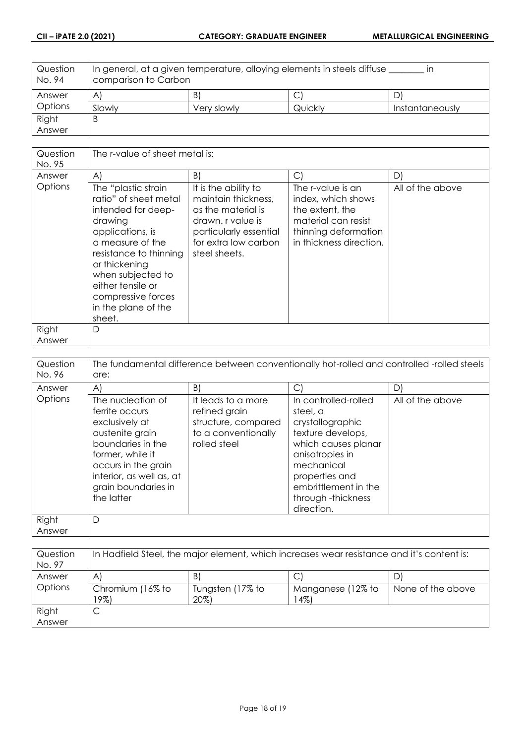| Question No. 94 | In general, at a given temperature, alloying elements in steels diffuse ________ in comparison to Carbon | | |
|---|---|---|---|
| Answer Options | A) | B) | C) | D) |
| | Slowly | Very slowly | Quickly | Instantaneously |
| Right Answer | B | | | |

| Question No. 95 | The r-value of sheet metal is: | | | |
|---|---|---|---|---|
| Answer Options | A) | B) | C) | D) |
| | The "plastic strain ratio" of sheet metal intended for deep-drawing applications, is a measure of the resistance to thinning or thickening when subjected to either tensile or compressive forces in the plane of the sheet. | It is the ability to maintain thickness, as the material is drawn. r value is particularly essential for extra low carbon steel sheets. | The r-value is an index, which shows the extent, the material can resist thinning deformation in thickness direction. | All of the above |
| Right Answer | D | | | |

| Question No. 96 | The fundamental difference between conventionally hot-rolled and controlled -rolled steels are: | | | |
|---|---|---|---|---|
| Answer Options | A) | B) | C) | D) |
| | The nucleation of ferrite occurs exclusively at austenite grain boundaries in the former, while it occurs in the grain interior, as well as, at grain boundaries in the latter | It leads to a more refined grain structure, compared to a conventionally rolled steel | In controlled-rolled steel, a crystallographic texture develops, which causes planar anisotropies in mechanical properties and embrittlement in the through -thickness direction. | All of the above |
| Right Answer | D | | | |

| Question No. 97 | In Hadfield Steel, the major element, which increases wear resistance and it's content is: | | | |
|---|---|---|---|---|
| Answer Options | A) | B) | C) | D) |
| | Chromium (16% to 19%) | Tungsten (17% to 20%) | Manganese (12% to 14%) | None of the above |
| Right Answer | C | | | |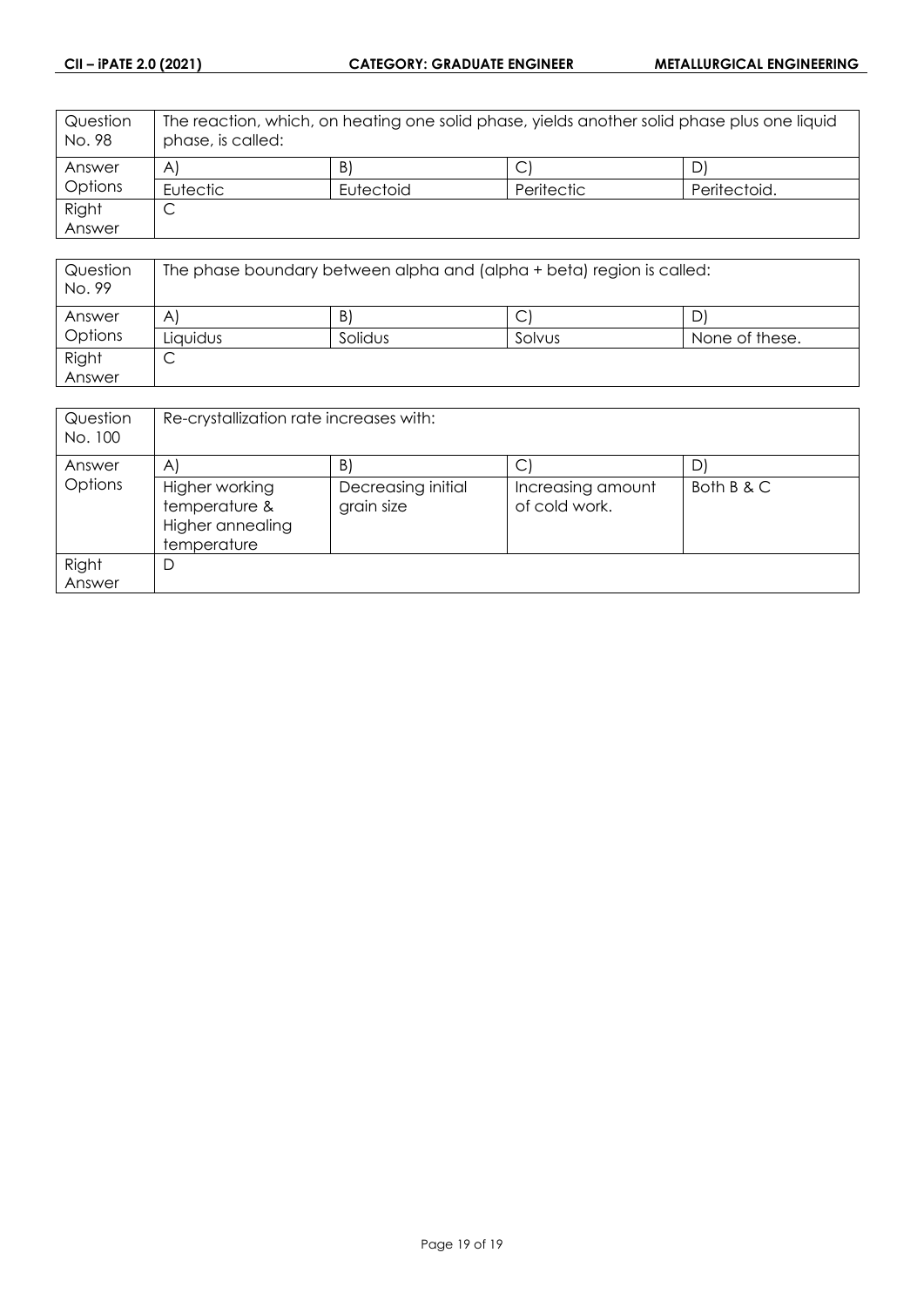| | | | | |
|---|---|---|---|---|
| Question No. 98 | The reaction, which, on heating one solid phase, yields another solid phase plus one liquid phase, is called: | | | |
| Answer Options | A) | B) | C) | D) |
| | Eutectic | Eutectoid | Peritectic | Peritectoid. |
| Right Answer | C | | | |

| | | | | |
|---|---|---|---|---|
| Question No. 99 | The phase boundary between alpha and (alpha + beta) region is called: | | | |
| Answer Options | A) | B) | C) | D) |
| | Liquidus | Solidus | Solvus | None of these. |
| Right Answer | C | | | |

| | | | | |
|---|---|---|---|---|
| Question No. 100 | Re-crystallization rate increases with: | | | |
| Answer Options | A) | B) | C) | D) |
| | Higher working temperature & Higher annealing temperature | Decreasing initial grain size | Increasing amount of cold work. | Both B & C |
| Right Answer | D | | | |